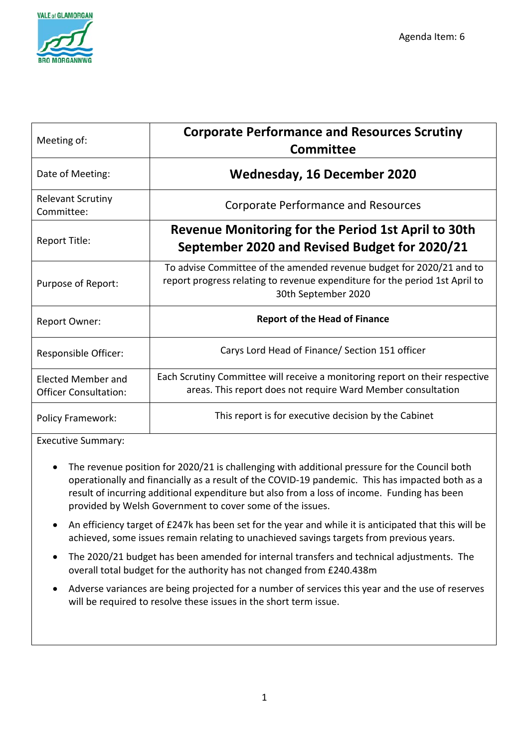Agenda Item: 6

| | |
|---|---|
| Meeting of: | **Corporate Performance and Resources Scrutiny Committee** |
| Date of Meeting: | **Wednesday, 16 December 2020** |
| Relevant Scrutiny Committee: | Corporate Performance and Resources |
| Report Title: | **Revenue Monitoring for the Period 1st April to 30th September 2020 and Revised Budget for 2020/21** |
| Purpose of Report: | To advise Committee of the amended revenue budget for 2020/21 and to report progress relating to revenue expenditure for the period 1st April to 30th September 2020 |
| Report Owner: | **Report of the Head of Finance** |
| Responsible Officer: | Carys Lord Head of Finance/ Section 151 officer |
| Elected Member and Officer Consultation: | Each Scrutiny Committee will receive a monitoring report on their respective areas. This report does not require Ward Member consultation |
| Policy Framework: | This report is for executive decision by the Cabinet |

Executive Summary:

- The revenue position for 2020/21 is challenging with additional pressure for the Council both operationally and financially as a result of the COVID-19 pandemic. This has impacted both as a result of incurring additional expenditure but also from a loss of income. Funding has been provided by Welsh Government to cover some of the issues.
- An efficiency target of £247k has been set for the year and while it is anticipated that this will be achieved, some issues remain relating to unachieved savings targets from previous years.
- The 2020/21 budget has been amended for internal transfers and technical adjustments. The overall total budget for the authority has not changed from £240.438m
- Adverse variances are being projected for a number of services this year and the use of reserves will be required to resolve these issues in the short term issue.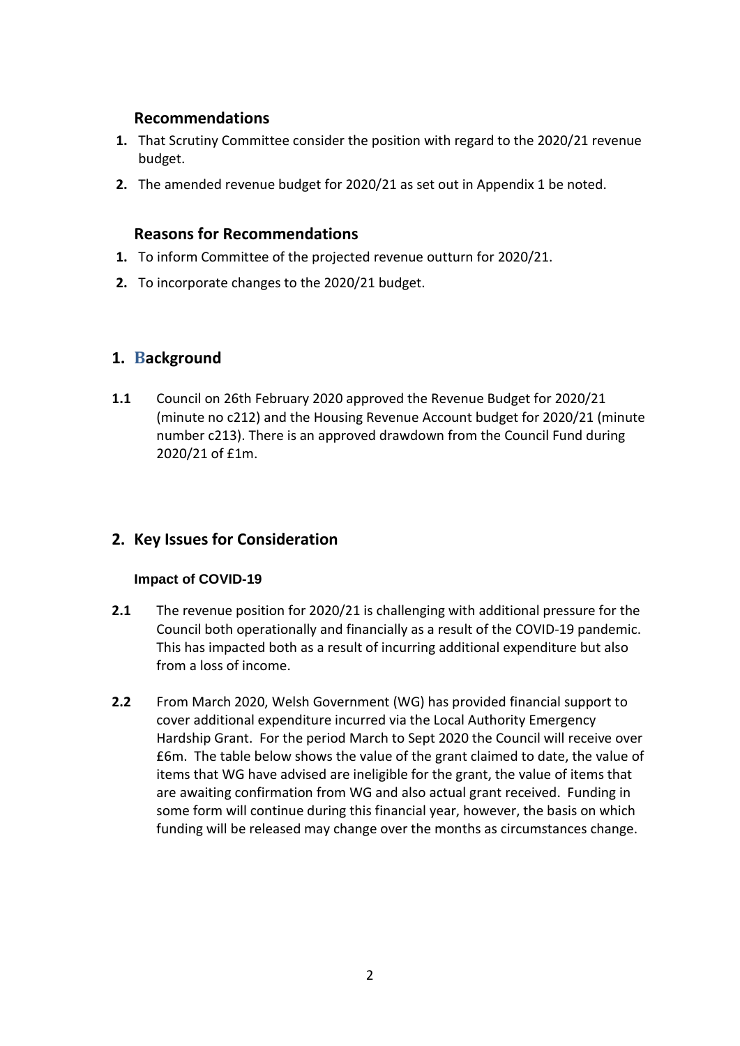### Recommendations

1. That Scrutiny Committee consider the position with regard to the 2020/21 revenue budget.
2. The amended revenue budget for 2020/21 as set out in Appendix 1 be noted.

### Reasons for Recommendations

1. To inform Committee of the projected revenue outturn for 2020/21.
2. To incorporate changes to the 2020/21 budget.

## 1. Background

**1.1** Council on 26th February 2020 approved the Revenue Budget for 2020/21 (minute no c212) and the Housing Revenue Account budget for 2020/21 (minute number c213). There is an approved drawdown from the Council Fund during 2020/21 of £1m.

## 2. Key Issues for Consideration

#### Impact of COVID-19

**2.1** The revenue position for 2020/21 is challenging with additional pressure for the Council both operationally and financially as a result of the COVID-19 pandemic. This has impacted both as a result of incurring additional expenditure but also from a loss of income.

**2.2** From March 2020, Welsh Government (WG) has provided financial support to cover additional expenditure incurred via the Local Authority Emergency Hardship Grant. For the period March to Sept 2020 the Council will receive over £6m. The table below shows the value of the grant claimed to date, the value of items that WG have advised are ineligible for the grant, the value of items that are awaiting confirmation from WG and also actual grant received. Funding in some form will continue during this financial year, however, the basis on which funding will be released may change over the months as circumstances change.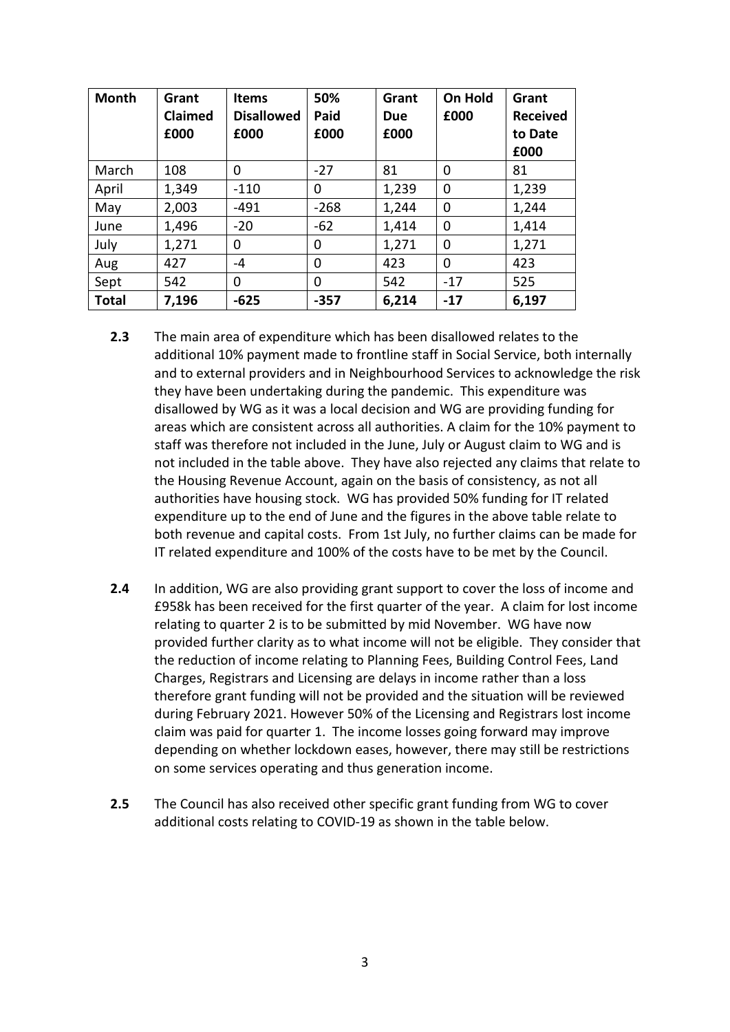| Month | Grant Claimed £000 | Items Disallowed £000 | 50% Paid £000 | Grant Due £000 | On Hold £000 | Grant Received to Date £000 |
|---|---|---|---|---|---|---|
| March | 108 | 0 | -27 | 81 | 0 | 81 |
| April | 1,349 | -110 | 0 | 1,239 | 0 | 1,239 |
| May | 2,003 | -491 | -268 | 1,244 | 0 | 1,244 |
| June | 1,496 | -20 | -62 | 1,414 | 0 | 1,414 |
| July | 1,271 | 0 | 0 | 1,271 | 0 | 1,271 |
| Aug | 427 | -4 | 0 | 423 | 0 | 423 |
| Sept | 542 | 0 | 0 | 542 | -17 | 525 |
| **Total** | **7,196** | **-625** | **-357** | **6,214** | **-17** | **6,197** |

**2.3** The main area of expenditure which has been disallowed relates to the additional 10% payment made to frontline staff in Social Service, both internally and to external providers and in Neighbourhood Services to acknowledge the risk they have been undertaking during the pandemic. This expenditure was disallowed by WG as it was a local decision and WG are providing funding for areas which are consistent across all authorities. A claim for the 10% payment to staff was therefore not included in the June, July or August claim to WG and is not included in the table above. They have also rejected any claims that relate to the Housing Revenue Account, again on the basis of consistency, as not all authorities have housing stock. WG has provided 50% funding for IT related expenditure up to the end of June and the figures in the above table relate to both revenue and capital costs. From 1st July, no further claims can be made for IT related expenditure and 100% of the costs have to be met by the Council.

**2.4** In addition, WG are also providing grant support to cover the loss of income and £958k has been received for the first quarter of the year. A claim for lost income relating to quarter 2 is to be submitted by mid November. WG have now provided further clarity as to what income will not be eligible. They consider that the reduction of income relating to Planning Fees, Building Control Fees, Land Charges, Registrars and Licensing are delays in income rather than a loss therefore grant funding will not be provided and the situation will be reviewed during February 2021. However 50% of the Licensing and Registrars lost income claim was paid for quarter 1. The income losses going forward may improve depending on whether lockdown eases, however, there may still be restrictions on some services operating and thus generation income.

**2.5** The Council has also received other specific grant funding from WG to cover additional costs relating to COVID-19 as shown in the table below.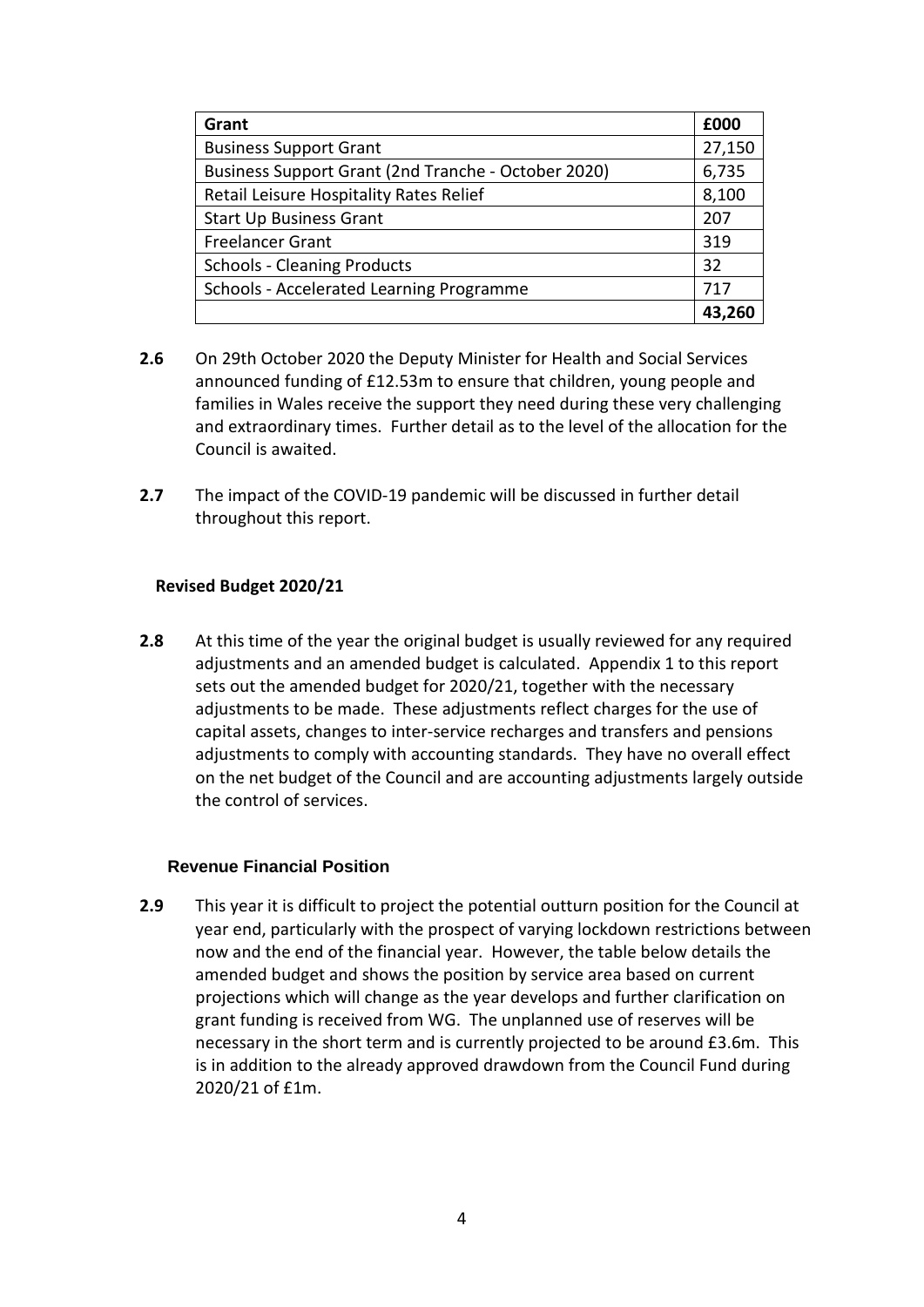| Grant | £000 |
| --- | --- |
| Business Support Grant | 27,150 |
| Business Support Grant (2nd Tranche - October 2020) | 6,735 |
| Retail Leisure Hospitality Rates Relief | 8,100 |
| Start Up Business Grant | 207 |
| Freelancer Grant | 319 |
| Schools - Cleaning Products | 32 |
| Schools - Accelerated Learning Programme | 717 |
| | **43,260** |

**2.6** On 29th October 2020 the Deputy Minister for Health and Social Services announced funding of £12.53m to ensure that children, young people and families in Wales receive the support they need during these very challenging and extraordinary times. Further detail as to the level of the allocation for the Council is awaited.

**2.7** The impact of the COVID-19 pandemic will be discussed in further detail throughout this report.

### Revised Budget 2020/21

**2.8** At this time of the year the original budget is usually reviewed for any required adjustments and an amended budget is calculated. Appendix 1 to this report sets out the amended budget for 2020/21, together with the necessary adjustments to be made. These adjustments reflect charges for the use of capital assets, changes to inter-service recharges and transfers and pensions adjustments to comply with accounting standards. They have no overall effect on the net budget of the Council and are accounting adjustments largely outside the control of services.

### Revenue Financial Position

**2.9** This year it is difficult to project the potential outturn position for the Council at year end, particularly with the prospect of varying lockdown restrictions between now and the end of the financial year. However, the table below details the amended budget and shows the position by service area based on current projections which will change as the year develops and further clarification on grant funding is received from WG. The unplanned use of reserves will be necessary in the short term and is currently projected to be around £3.6m. This is in addition to the already approved drawdown from the Council Fund during 2020/21 of £1m.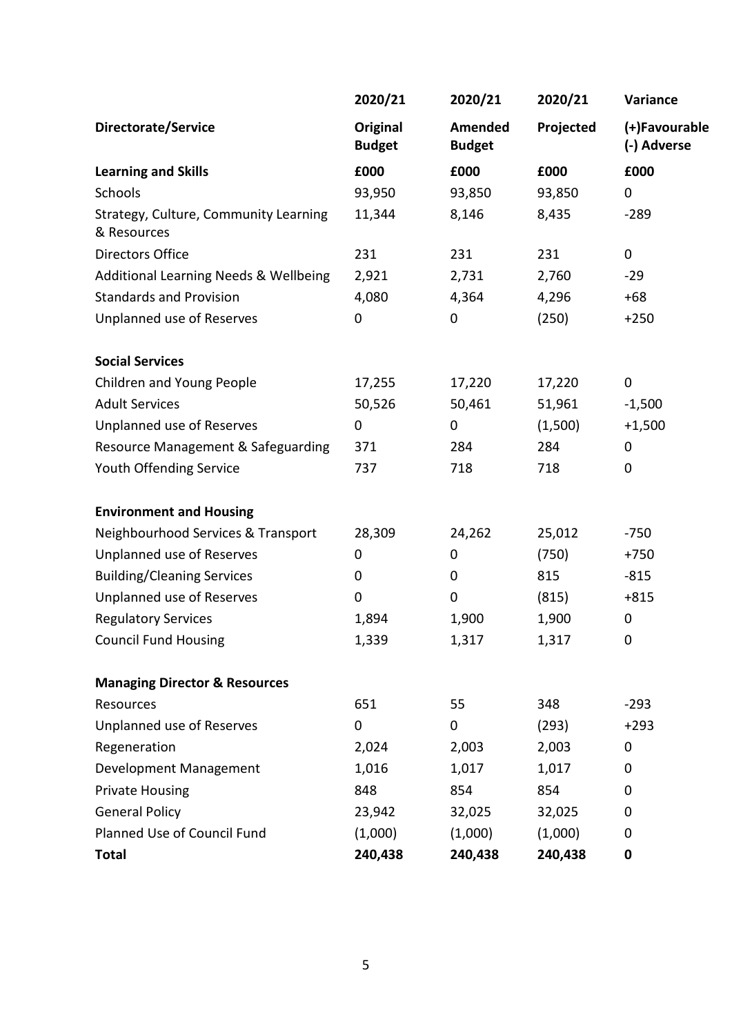| Directorate/Service | 2020/21 Original Budget | 2020/21 Amended Budget | 2020/21 Projected | Variance (+)Favourable (-) Adverse |
|---|---|---|---|---|
| **Learning and Skills** | **£000** | **£000** | **£000** | **£000** |
| Schools | 93,950 | 93,850 | 93,850 | 0 |
| Strategy, Culture, Community Learning & Resources | 11,344 | 8,146 | 8,435 | -289 |
| Directors Office | 231 | 231 | 231 | 0 |
| Additional Learning Needs & Wellbeing | 2,921 | 2,731 | 2,760 | -29 |
| Standards and Provision | 4,080 | 4,364 | 4,296 | +68 |
| Unplanned use of Reserves | 0 | 0 | (250) | +250 |
| **Social Services** | | | | |
| Children and Young People | 17,255 | 17,220 | 17,220 | 0 |
| Adult Services | 50,526 | 50,461 | 51,961 | -1,500 |
| Unplanned use of Reserves | 0 | 0 | (1,500) | +1,500 |
| Resource Management & Safeguarding | 371 | 284 | 284 | 0 |
| Youth Offending Service | 737 | 718 | 718 | 0 |
| **Environment and Housing** | | | | |
| Neighbourhood Services & Transport | 28,309 | 24,262 | 25,012 | -750 |
| Unplanned use of Reserves | 0 | 0 | (750) | +750 |
| Building/Cleaning Services | 0 | 0 | 815 | -815 |
| Unplanned use of Reserves | 0 | 0 | (815) | +815 |
| Regulatory Services | 1,894 | 1,900 | 1,900 | 0 |
| Council Fund Housing | 1,339 | 1,317 | 1,317 | 0 |
| **Managing Director & Resources** | | | | |
| Resources | 651 | 55 | 348 | -293 |
| Unplanned use of Reserves | 0 | 0 | (293) | +293 |
| Regeneration | 2,024 | 2,003 | 2,003 | 0 |
| Development Management | 1,016 | 1,017 | 1,017 | 0 |
| Private Housing | 848 | 854 | 854 | 0 |
| General Policy | 23,942 | 32,025 | 32,025 | 0 |
| Planned Use of Council Fund | (1,000) | (1,000) | (1,000) | 0 |
| **Total** | **240,438** | **240,438** | **240,438** | **0** |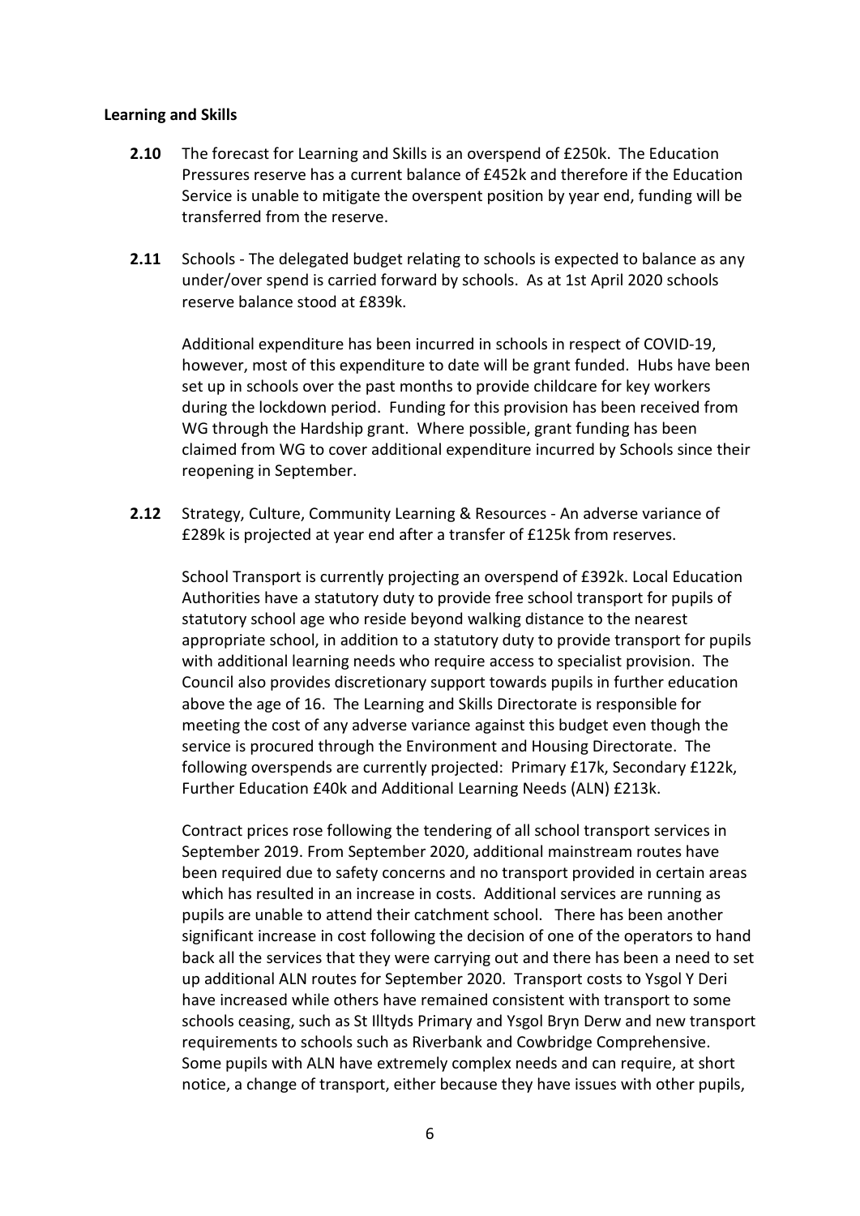**Learning and Skills**

**2.10** The forecast for Learning and Skills is an overspend of £250k. The Education Pressures reserve has a current balance of £452k and therefore if the Education Service is unable to mitigate the overspent position by year end, funding will be transferred from the reserve.

**2.11** Schools - The delegated budget relating to schools is expected to balance as any under/over spend is carried forward by schools. As at 1st April 2020 schools reserve balance stood at £839k.

Additional expenditure has been incurred in schools in respect of COVID-19, however, most of this expenditure to date will be grant funded. Hubs have been set up in schools over the past months to provide childcare for key workers during the lockdown period. Funding for this provision has been received from WG through the Hardship grant. Where possible, grant funding has been claimed from WG to cover additional expenditure incurred by Schools since their reopening in September.

**2.12** Strategy, Culture, Community Learning & Resources - An adverse variance of £289k is projected at year end after a transfer of £125k from reserves.

School Transport is currently projecting an overspend of £392k. Local Education Authorities have a statutory duty to provide free school transport for pupils of statutory school age who reside beyond walking distance to the nearest appropriate school, in addition to a statutory duty to provide transport for pupils with additional learning needs who require access to specialist provision. The Council also provides discretionary support towards pupils in further education above the age of 16. The Learning and Skills Directorate is responsible for meeting the cost of any adverse variance against this budget even though the service is procured through the Environment and Housing Directorate. The following overspends are currently projected: Primary £17k, Secondary £122k, Further Education £40k and Additional Learning Needs (ALN) £213k.

Contract prices rose following the tendering of all school transport services in September 2019. From September 2020, additional mainstream routes have been required due to safety concerns and no transport provided in certain areas which has resulted in an increase in costs. Additional services are running as pupils are unable to attend their catchment school. There has been another significant increase in cost following the decision of one of the operators to hand back all the services that they were carrying out and there has been a need to set up additional ALN routes for September 2020. Transport costs to Ysgol Y Deri have increased while others have remained consistent with transport to some schools ceasing, such as St Illtyds Primary and Ysgol Bryn Derw and new transport requirements to schools such as Riverbank and Cowbridge Comprehensive. Some pupils with ALN have extremely complex needs and can require, at short notice, a change of transport, either because they have issues with other pupils,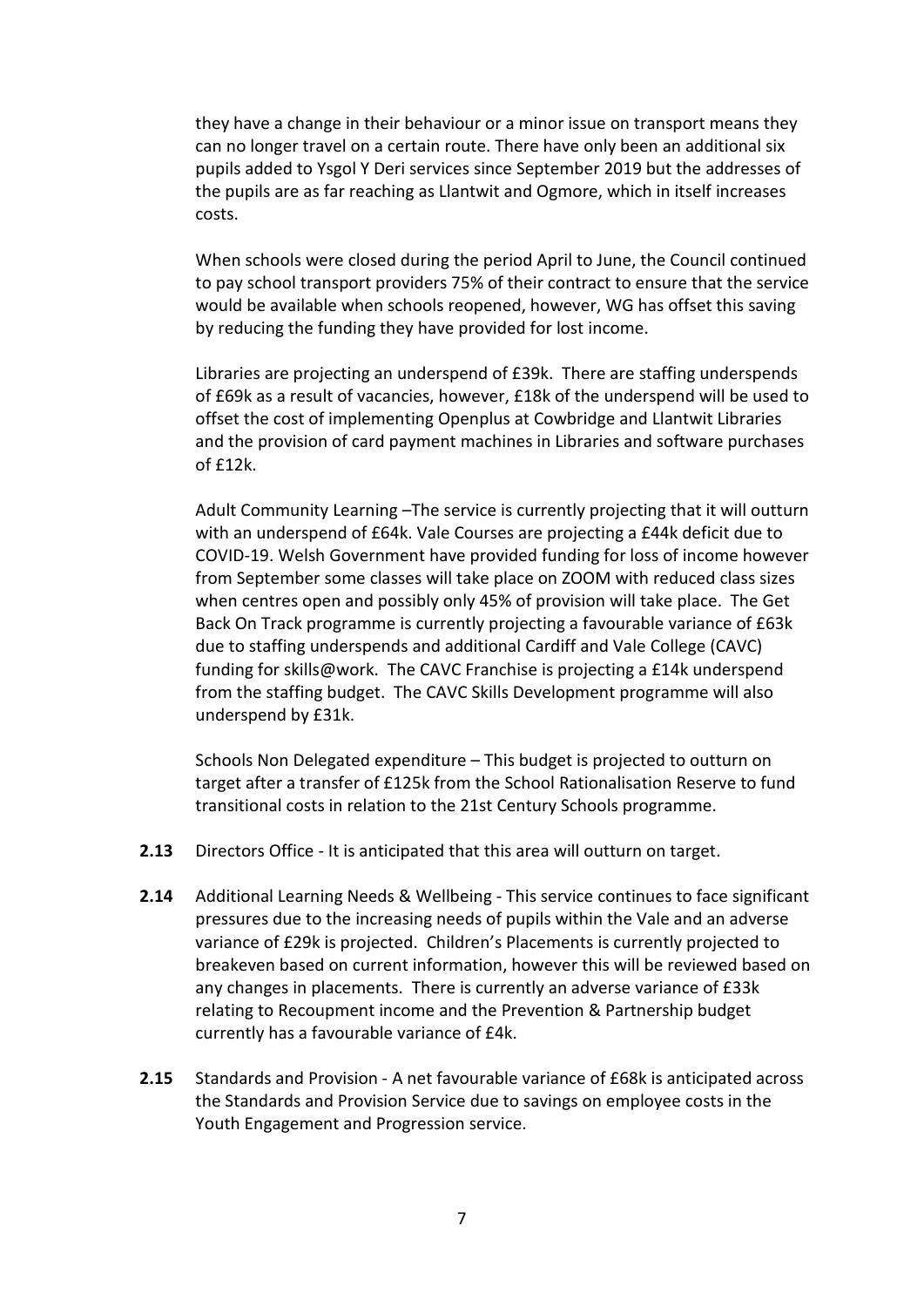they have a change in their behaviour or a minor issue on transport means they can no longer travel on a certain route. There have only been an additional six pupils added to Ysgol Y Deri services since September 2019 but the addresses of the pupils are as far reaching as Llantwit and Ogmore, which in itself increases costs.

When schools were closed during the period April to June, the Council continued to pay school transport providers 75% of their contract to ensure that the service would be available when schools reopened, however, WG has offset this saving by reducing the funding they have provided for lost income.

Libraries are projecting an underspend of £39k. There are staffing underspends of £69k as a result of vacancies, however, £18k of the underspend will be used to offset the cost of implementing Openplus at Cowbridge and Llantwit Libraries and the provision of card payment machines in Libraries and software purchases of £12k.

Adult Community Learning –The service is currently projecting that it will outturn with an underspend of £64k. Vale Courses are projecting a £44k deficit due to COVID-19. Welsh Government have provided funding for loss of income however from September some classes will take place on ZOOM with reduced class sizes when centres open and possibly only 45% of provision will take place. The Get Back On Track programme is currently projecting a favourable variance of £63k due to staffing underspends and additional Cardiff and Vale College (CAVC) funding for skills@work. The CAVC Franchise is projecting a £14k underspend from the staffing budget. The CAVC Skills Development programme will also underspend by £31k.

Schools Non Delegated expenditure – This budget is projected to outturn on target after a transfer of £125k from the School Rationalisation Reserve to fund transitional costs in relation to the 21st Century Schools programme.

**2.13** Directors Office - It is anticipated that this area will outturn on target.

**2.14** Additional Learning Needs & Wellbeing - This service continues to face significant pressures due to the increasing needs of pupils within the Vale and an adverse variance of £29k is projected. Children's Placements is currently projected to breakeven based on current information, however this will be reviewed based on any changes in placements. There is currently an adverse variance of £33k relating to Recoupment income and the Prevention & Partnership budget currently has a favourable variance of £4k.

**2.15** Standards and Provision - A net favourable variance of £68k is anticipated across the Standards and Provision Service due to savings on employee costs in the Youth Engagement and Progression service.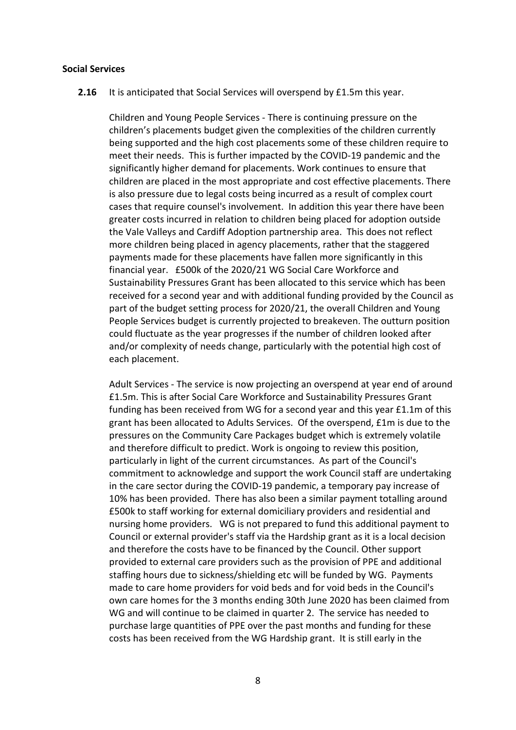**Social Services**

**2.16** It is anticipated that Social Services will overspend by £1.5m this year.

Children and Young People Services - There is continuing pressure on the children's placements budget given the complexities of the children currently being supported and the high cost placements some of these children require to meet their needs. This is further impacted by the COVID-19 pandemic and the significantly higher demand for placements. Work continues to ensure that children are placed in the most appropriate and cost effective placements. There is also pressure due to legal costs being incurred as a result of complex court cases that require counsel's involvement. In addition this year there have been greater costs incurred in relation to children being placed for adoption outside the Vale Valleys and Cardiff Adoption partnership area. This does not reflect more children being placed in agency placements, rather that the staggered payments made for these placements have fallen more significantly in this financial year. £500k of the 2020/21 WG Social Care Workforce and Sustainability Pressures Grant has been allocated to this service which has been received for a second year and with additional funding provided by the Council as part of the budget setting process for 2020/21, the overall Children and Young People Services budget is currently projected to breakeven. The outturn position could fluctuate as the year progresses if the number of children looked after and/or complexity of needs change, particularly with the potential high cost of each placement.

Adult Services - The service is now projecting an overspend at year end of around £1.5m. This is after Social Care Workforce and Sustainability Pressures Grant funding has been received from WG for a second year and this year £1.1m of this grant has been allocated to Adults Services. Of the overspend, £1m is due to the pressures on the Community Care Packages budget which is extremely volatile and therefore difficult to predict. Work is ongoing to review this position, particularly in light of the current circumstances. As part of the Council's commitment to acknowledge and support the work Council staff are undertaking in the care sector during the COVID-19 pandemic, a temporary pay increase of 10% has been provided. There has also been a similar payment totalling around £500k to staff working for external domiciliary providers and residential and nursing home providers. WG is not prepared to fund this additional payment to Council or external provider's staff via the Hardship grant as it is a local decision and therefore the costs have to be financed by the Council. Other support provided to external care providers such as the provision of PPE and additional staffing hours due to sickness/shielding etc will be funded by WG. Payments made to care home providers for void beds and for void beds in the Council's own care homes for the 3 months ending 30th June 2020 has been claimed from WG and will continue to be claimed in quarter 2. The service has needed to purchase large quantities of PPE over the past months and funding for these costs has been received from the WG Hardship grant. It is still early in the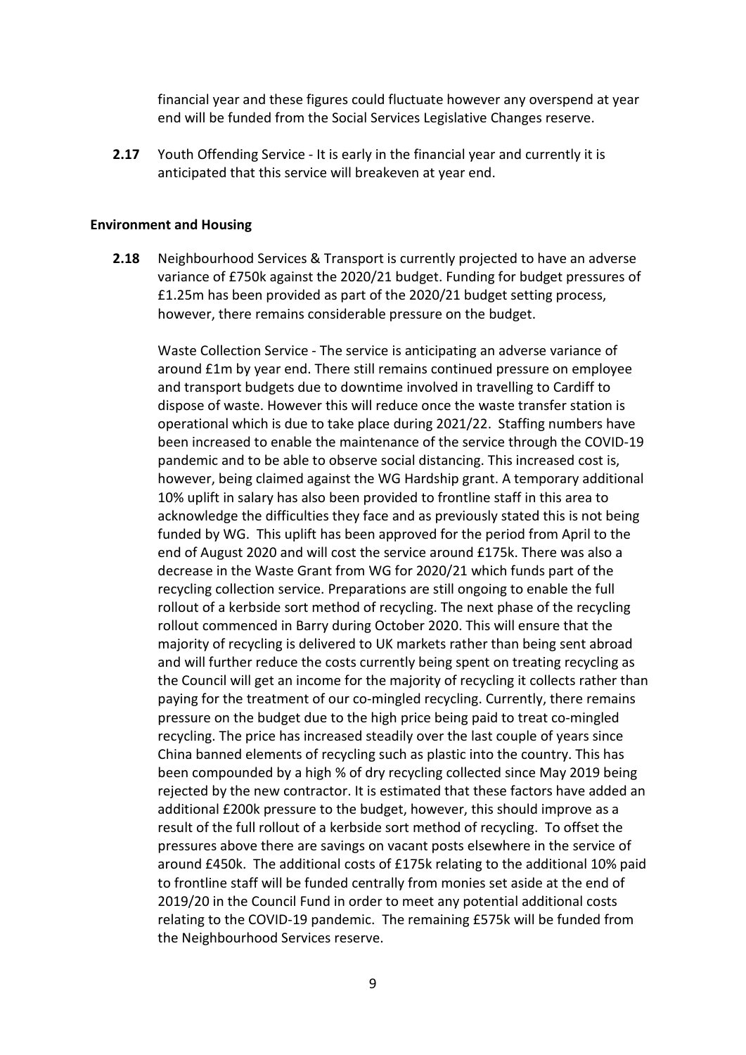financial year and these figures could fluctuate however any overspend at year end will be funded from the Social Services Legislative Changes reserve.

**2.17** Youth Offending Service - It is early in the financial year and currently it is anticipated that this service will breakeven at year end.

**Environment and Housing**

**2.18** Neighbourhood Services & Transport is currently projected to have an adverse variance of £750k against the 2020/21 budget. Funding for budget pressures of £1.25m has been provided as part of the 2020/21 budget setting process, however, there remains considerable pressure on the budget.

Waste Collection Service - The service is anticipating an adverse variance of around £1m by year end. There still remains continued pressure on employee and transport budgets due to downtime involved in travelling to Cardiff to dispose of waste. However this will reduce once the waste transfer station is operational which is due to take place during 2021/22. Staffing numbers have been increased to enable the maintenance of the service through the COVID-19 pandemic and to be able to observe social distancing. This increased cost is, however, being claimed against the WG Hardship grant. A temporary additional 10% uplift in salary has also been provided to frontline staff in this area to acknowledge the difficulties they face and as previously stated this is not being funded by WG. This uplift has been approved for the period from April to the end of August 2020 and will cost the service around £175k. There was also a decrease in the Waste Grant from WG for 2020/21 which funds part of the recycling collection service. Preparations are still ongoing to enable the full rollout of a kerbside sort method of recycling. The next phase of the recycling rollout commenced in Barry during October 2020. This will ensure that the majority of recycling is delivered to UK markets rather than being sent abroad and will further reduce the costs currently being spent on treating recycling as the Council will get an income for the majority of recycling it collects rather than paying for the treatment of our co-mingled recycling. Currently, there remains pressure on the budget due to the high price being paid to treat co-mingled recycling. The price has increased steadily over the last couple of years since China banned elements of recycling such as plastic into the country. This has been compounded by a high % of dry recycling collected since May 2019 being rejected by the new contractor. It is estimated that these factors have added an additional £200k pressure to the budget, however, this should improve as a result of the full rollout of a kerbside sort method of recycling. To offset the pressures above there are savings on vacant posts elsewhere in the service of around £450k. The additional costs of £175k relating to the additional 10% paid to frontline staff will be funded centrally from monies set aside at the end of 2019/20 in the Council Fund in order to meet any potential additional costs relating to the COVID-19 pandemic. The remaining £575k will be funded from the Neighbourhood Services reserve.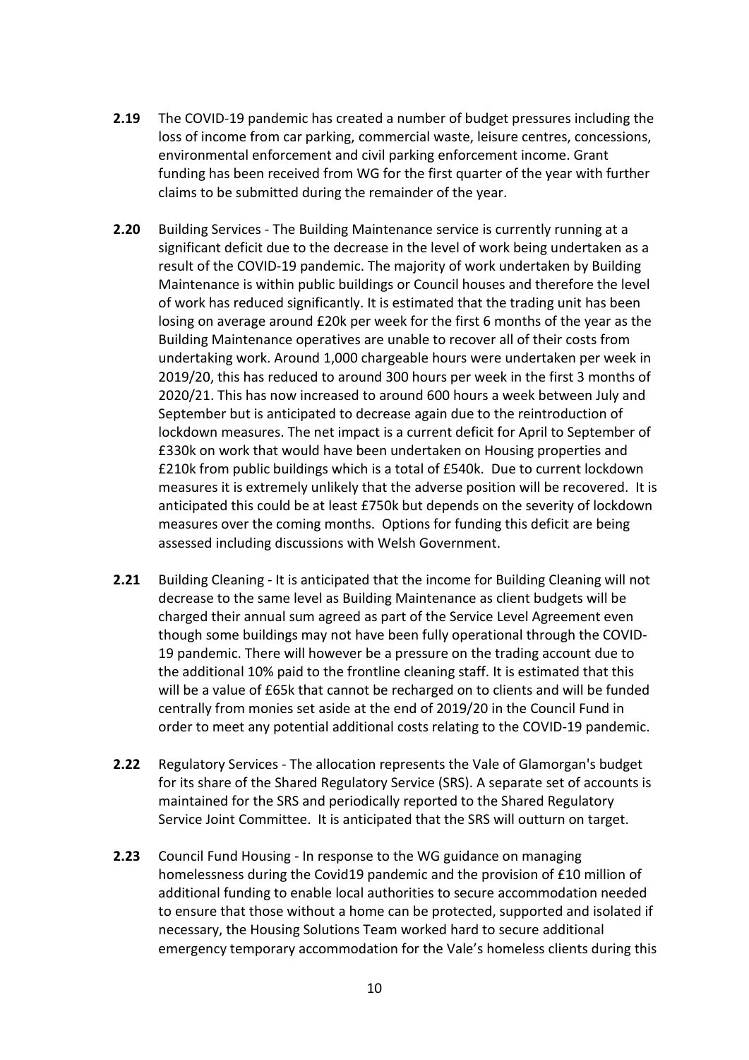**2.19** The COVID-19 pandemic has created a number of budget pressures including the loss of income from car parking, commercial waste, leisure centres, concessions, environmental enforcement and civil parking enforcement income. Grant funding has been received from WG for the first quarter of the year with further claims to be submitted during the remainder of the year.

**2.20** Building Services - The Building Maintenance service is currently running at a significant deficit due to the decrease in the level of work being undertaken as a result of the COVID-19 pandemic. The majority of work undertaken by Building Maintenance is within public buildings or Council houses and therefore the level of work has reduced significantly. It is estimated that the trading unit has been losing on average around £20k per week for the first 6 months of the year as the Building Maintenance operatives are unable to recover all of their costs from undertaking work. Around 1,000 chargeable hours were undertaken per week in 2019/20, this has reduced to around 300 hours per week in the first 3 months of 2020/21. This has now increased to around 600 hours a week between July and September but is anticipated to decrease again due to the reintroduction of lockdown measures. The net impact is a current deficit for April to September of £330k on work that would have been undertaken on Housing properties and £210k from public buildings which is a total of £540k. Due to current lockdown measures it is extremely unlikely that the adverse position will be recovered. It is anticipated this could be at least £750k but depends on the severity of lockdown measures over the coming months. Options for funding this deficit are being assessed including discussions with Welsh Government.

**2.21** Building Cleaning - It is anticipated that the income for Building Cleaning will not decrease to the same level as Building Maintenance as client budgets will be charged their annual sum agreed as part of the Service Level Agreement even though some buildings may not have been fully operational through the COVID-19 pandemic. There will however be a pressure on the trading account due to the additional 10% paid to the frontline cleaning staff. It is estimated that this will be a value of £65k that cannot be recharged on to clients and will be funded centrally from monies set aside at the end of 2019/20 in the Council Fund in order to meet any potential additional costs relating to the COVID-19 pandemic.

**2.22** Regulatory Services - The allocation represents the Vale of Glamorgan's budget for its share of the Shared Regulatory Service (SRS). A separate set of accounts is maintained for the SRS and periodically reported to the Shared Regulatory Service Joint Committee. It is anticipated that the SRS will outturn on target.

**2.23** Council Fund Housing - In response to the WG guidance on managing homelessness during the Covid19 pandemic and the provision of £10 million of additional funding to enable local authorities to secure accommodation needed to ensure that those without a home can be protected, supported and isolated if necessary, the Housing Solutions Team worked hard to secure additional emergency temporary accommodation for the Vale's homeless clients during this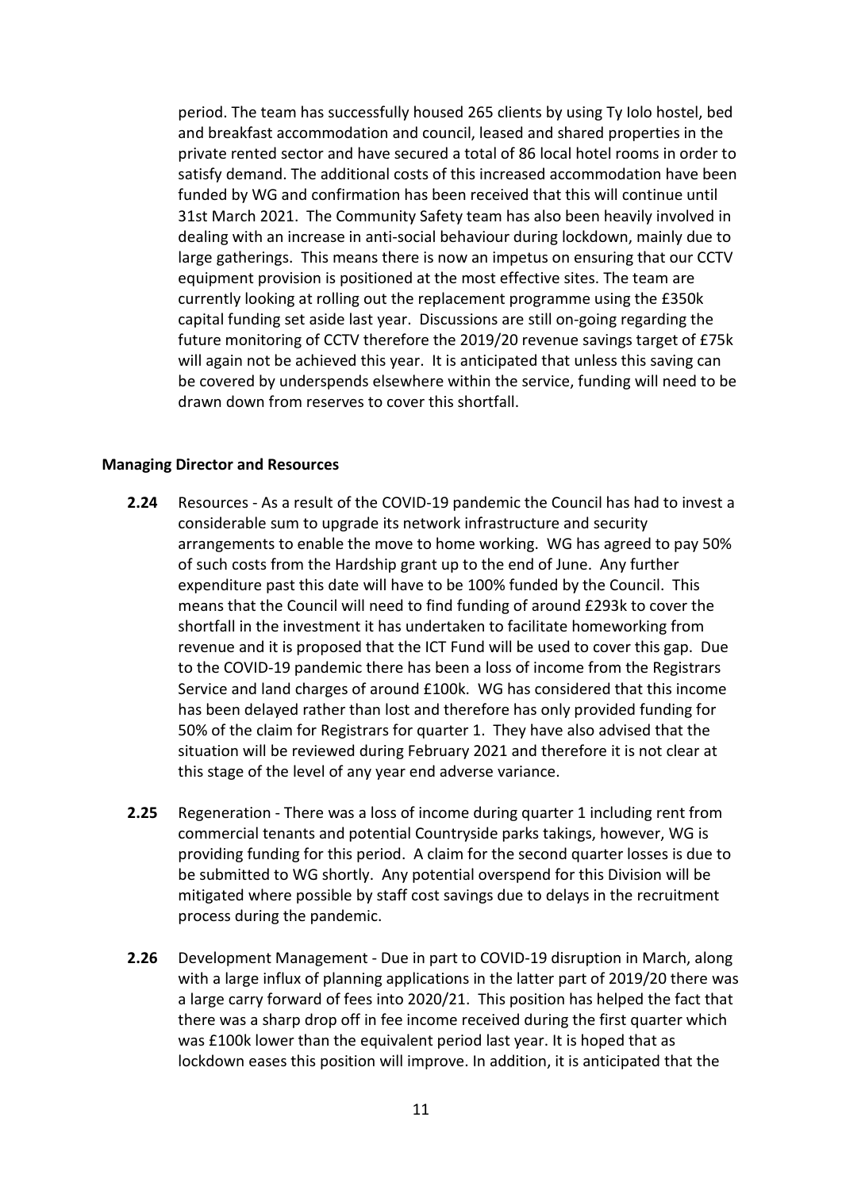period. The team has successfully housed 265 clients by using Ty Iolo hostel, bed and breakfast accommodation and council, leased and shared properties in the private rented sector and have secured a total of 86 local hotel rooms in order to satisfy demand. The additional costs of this increased accommodation have been funded by WG and confirmation has been received that this will continue until 31st March 2021. The Community Safety team has also been heavily involved in dealing with an increase in anti-social behaviour during lockdown, mainly due to large gatherings. This means there is now an impetus on ensuring that our CCTV equipment provision is positioned at the most effective sites. The team are currently looking at rolling out the replacement programme using the £350k capital funding set aside last year. Discussions are still on-going regarding the future monitoring of CCTV therefore the 2019/20 revenue savings target of £75k will again not be achieved this year. It is anticipated that unless this saving can be covered by underspends elsewhere within the service, funding will need to be drawn down from reserves to cover this shortfall.

**Managing Director and Resources**

**2.24** Resources - As a result of the COVID-19 pandemic the Council has had to invest a considerable sum to upgrade its network infrastructure and security arrangements to enable the move to home working. WG has agreed to pay 50% of such costs from the Hardship grant up to the end of June. Any further expenditure past this date will have to be 100% funded by the Council. This means that the Council will need to find funding of around £293k to cover the shortfall in the investment it has undertaken to facilitate homeworking from revenue and it is proposed that the ICT Fund will be used to cover this gap. Due to the COVID-19 pandemic there has been a loss of income from the Registrars Service and land charges of around £100k. WG has considered that this income has been delayed rather than lost and therefore has only provided funding for 50% of the claim for Registrars for quarter 1. They have also advised that the situation will be reviewed during February 2021 and therefore it is not clear at this stage of the level of any year end adverse variance.

**2.25** Regeneration - There was a loss of income during quarter 1 including rent from commercial tenants and potential Countryside parks takings, however, WG is providing funding for this period. A claim for the second quarter losses is due to be submitted to WG shortly. Any potential overspend for this Division will be mitigated where possible by staff cost savings due to delays in the recruitment process during the pandemic.

**2.26** Development Management - Due in part to COVID-19 disruption in March, along with a large influx of planning applications in the latter part of 2019/20 there was a large carry forward of fees into 2020/21. This position has helped the fact that there was a sharp drop off in fee income received during the first quarter which was £100k lower than the equivalent period last year. It is hoped that as lockdown eases this position will improve. In addition, it is anticipated that the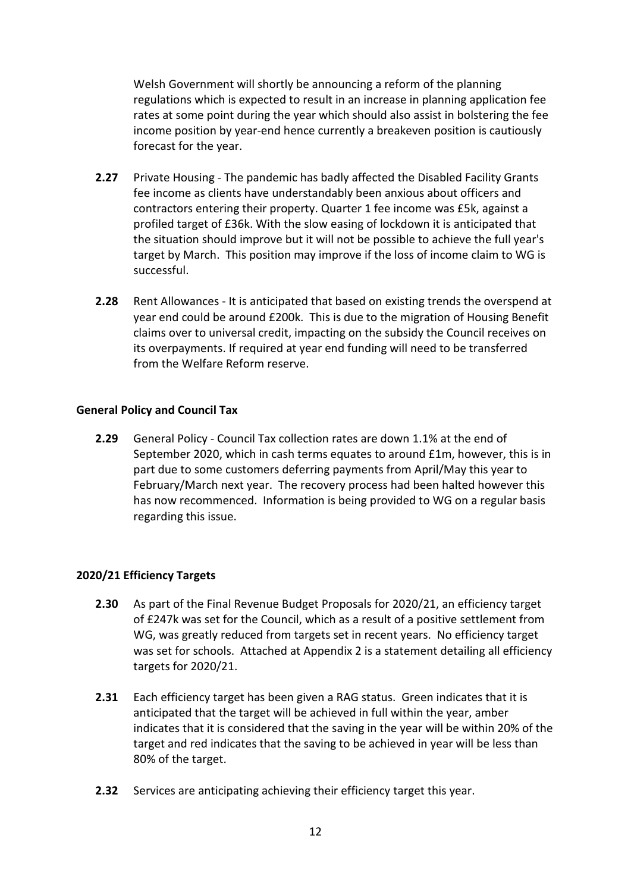Welsh Government will shortly be announcing a reform of the planning regulations which is expected to result in an increase in planning application fee rates at some point during the year which should also assist in bolstering the fee income position by year-end hence currently a breakeven position is cautiously forecast for the year.

**2.27** Private Housing - The pandemic has badly affected the Disabled Facility Grants fee income as clients have understandably been anxious about officers and contractors entering their property. Quarter 1 fee income was £5k, against a profiled target of £36k. With the slow easing of lockdown it is anticipated that the situation should improve but it will not be possible to achieve the full year's target by March. This position may improve if the loss of income claim to WG is successful.

**2.28** Rent Allowances - It is anticipated that based on existing trends the overspend at year end could be around £200k. This is due to the migration of Housing Benefit claims over to universal credit, impacting on the subsidy the Council receives on its overpayments. If required at year end funding will need to be transferred from the Welfare Reform reserve.

**General Policy and Council Tax**

**2.29** General Policy - Council Tax collection rates are down 1.1% at the end of September 2020, which in cash terms equates to around £1m, however, this is in part due to some customers deferring payments from April/May this year to February/March next year. The recovery process had been halted however this has now recommenced. Information is being provided to WG on a regular basis regarding this issue.

**2020/21 Efficiency Targets**

**2.30** As part of the Final Revenue Budget Proposals for 2020/21, an efficiency target of £247k was set for the Council, which as a result of a positive settlement from WG, was greatly reduced from targets set in recent years. No efficiency target was set for schools. Attached at Appendix 2 is a statement detailing all efficiency targets for 2020/21.

**2.31** Each efficiency target has been given a RAG status. Green indicates that it is anticipated that the target will be achieved in full within the year, amber indicates that it is considered that the saving in the year will be within 20% of the target and red indicates that the saving to be achieved in year will be less than 80% of the target.

**2.32** Services are anticipating achieving their efficiency target this year.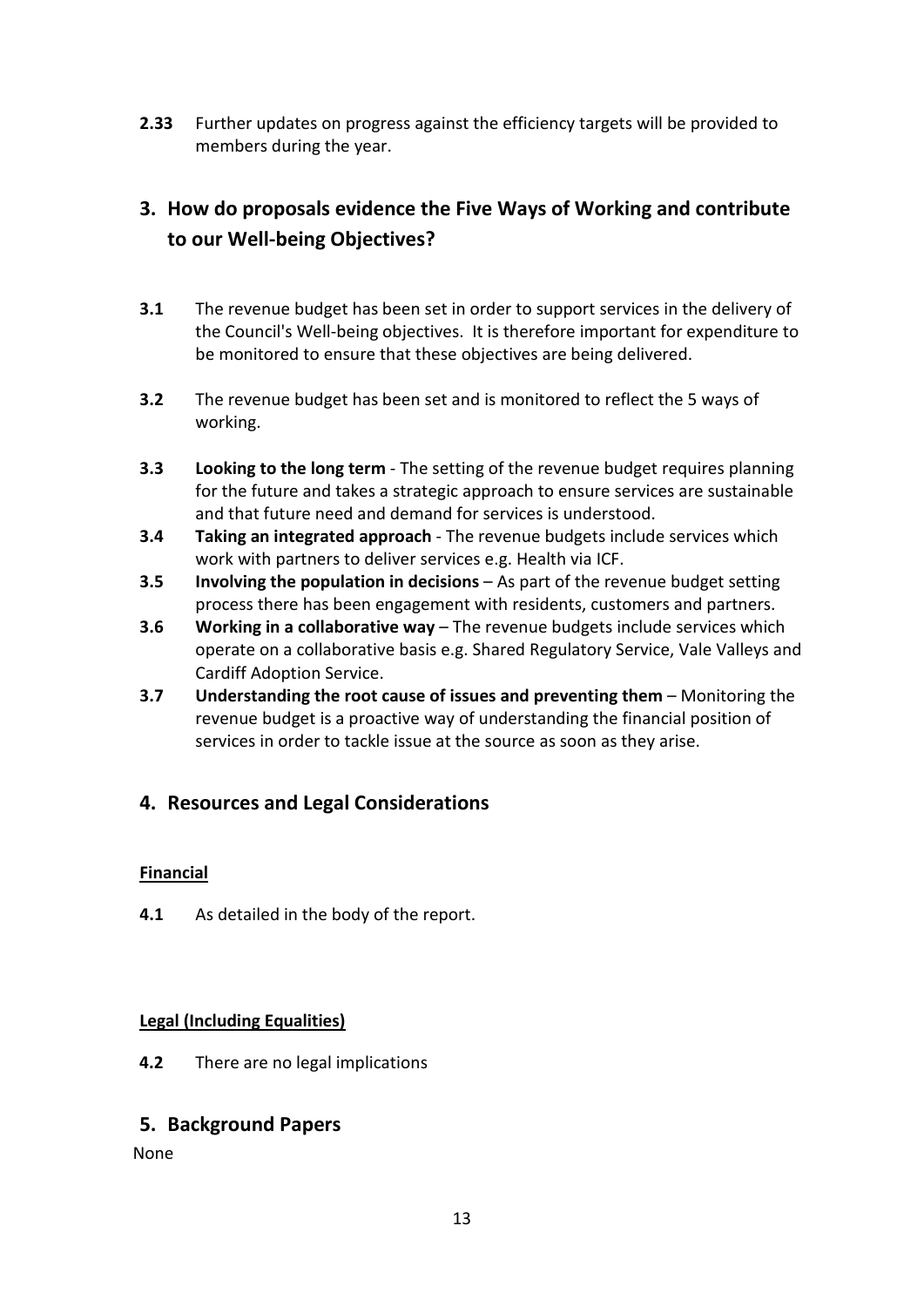**2.33** Further updates on progress against the efficiency targets will be provided to members during the year.

## 3. How do proposals evidence the Five Ways of Working and contribute to our Well-being Objectives?

**3.1** The revenue budget has been set in order to support services in the delivery of the Council's Well-being objectives. It is therefore important for expenditure to be monitored to ensure that these objectives are being delivered.

**3.2** The revenue budget has been set and is monitored to reflect the 5 ways of working.

**3.3** **Looking to the long term** - The setting of the revenue budget requires planning for the future and takes a strategic approach to ensure services are sustainable and that future need and demand for services is understood.

**3.4** **Taking an integrated approach** - The revenue budgets include services which work with partners to deliver services e.g. Health via ICF.

**3.5** **Involving the population in decisions** – As part of the revenue budget setting process there has been engagement with residents, customers and partners.

**3.6** **Working in a collaborative way** – The revenue budgets include services which operate on a collaborative basis e.g. Shared Regulatory Service, Vale Valleys and Cardiff Adoption Service.

**3.7** **Understanding the root cause of issues and preventing them** – Monitoring the revenue budget is a proactive way of understanding the financial position of services in order to tackle issue at the source as soon as they arise.

## 4. Resources and Legal Considerations

**Financial**

**4.1** As detailed in the body of the report.

**Legal (Including Equalities)**

**4.2** There are no legal implications

## 5. Background Papers

None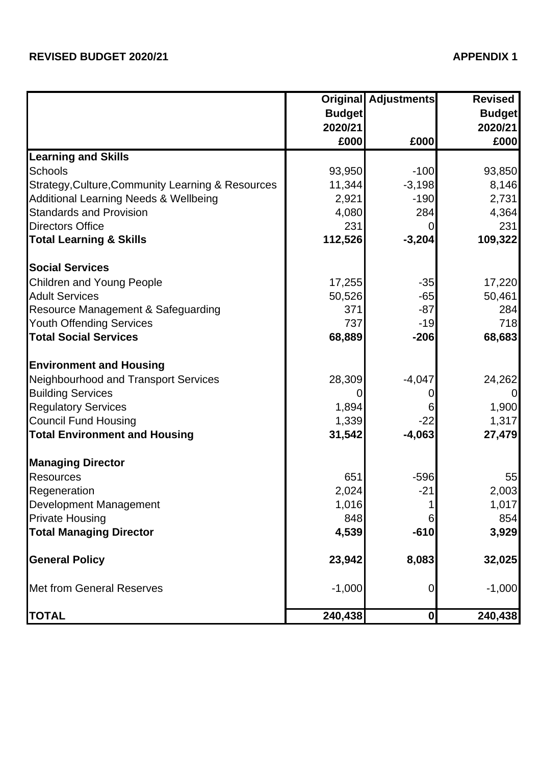**REVISED BUDGET 2020/21** **APPENDIX 1**

| | Original Budget 2020/21 £000 | Adjustments £000 | Revised Budget 2020/21 £000 |
|---|---|---|---|
| **Learning and Skills** | | | |
| Schools | 93,950 | -100 | 93,850 |
| Strategy,Culture,Community Learning & Resources | 11,344 | -3,198 | 8,146 |
| Additional Learning Needs & Wellbeing | 2,921 | -190 | 2,731 |
| Standards and Provision | 4,080 | 284 | 4,364 |
| Directors Office | 231 | 0 | 231 |
| **Total Learning & Skills** | **112,526** | **-3,204** | **109,322** |
| | | | |
| **Social Services** | | | |
| Children and Young People | 17,255 | -35 | 17,220 |
| Adult Services | 50,526 | -65 | 50,461 |
| Resource Management & Safeguarding | 371 | -87 | 284 |
| Youth Offending Services | 737 | -19 | 718 |
| **Total Social Services** | **68,889** | **-206** | **68,683** |
| | | | |
| **Environment and Housing** | | | |
| Neighbourhood and Transport Services | 28,309 | -4,047 | 24,262 |
| Building Services | 0 | 0 | 0 |
| Regulatory Services | 1,894 | 6 | 1,900 |
| Council Fund Housing | 1,339 | -22 | 1,317 |
| **Total Environment and Housing** | **31,542** | **-4,063** | **27,479** |
| | | | |
| **Managing Director** | | | |
| Resources | 651 | -596 | 55 |
| Regeneration | 2,024 | -21 | 2,003 |
| Development Management | 1,016 | 1 | 1,017 |
| Private Housing | 848 | 6 | 854 |
| **Total Managing Director** | **4,539** | **-610** | **3,929** |
| | | | |
| **General Policy** | **23,942** | **8,083** | **32,025** |
| | | | |
| Met from General Reserves | -1,000 | 0 | -1,000 |
| | | | |
| **TOTAL** | **240,438** | **0** | **240,438** |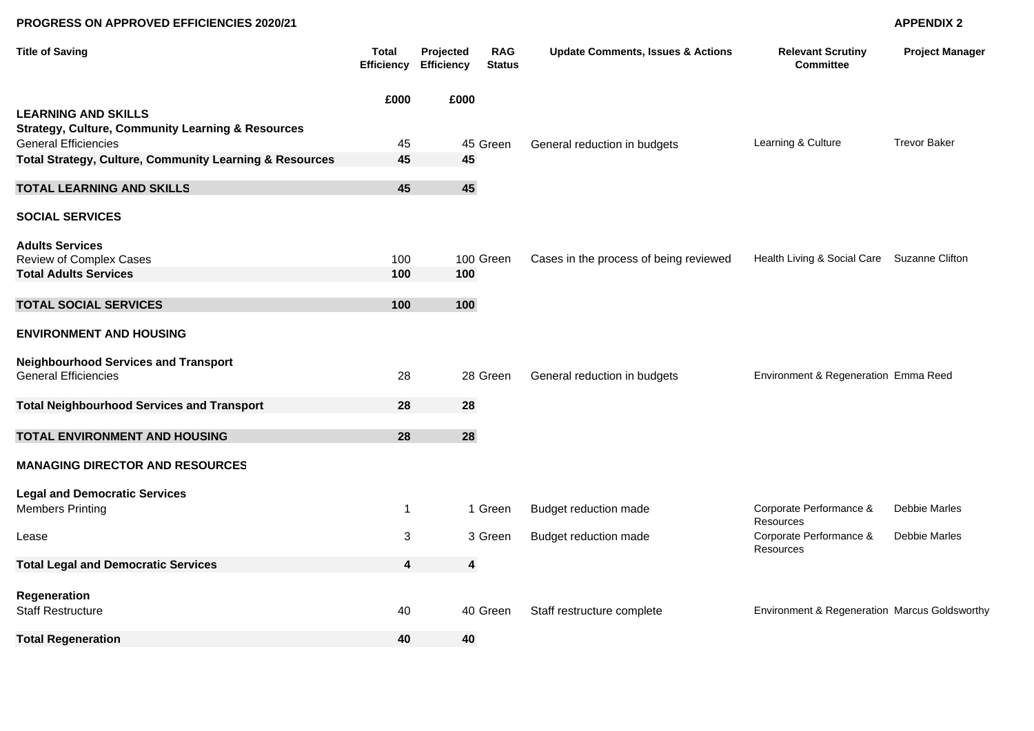**PROGRESS ON APPROVED EFFICIENCIES 2020/21**

**APPENDIX 2**

| Title of Saving | Total Efficiency | Projected Efficiency | RAG Status | Update Comments, Issues & Actions | Relevant Scrutiny Committee | Project Manager |
|---|---|---|---|---|---|---|
| | £000 | £000 | | | | |
| **LEARNING AND SKILLS** | | | | | | |
| **Strategy, Culture, Community Learning & Resources** | | | | | | |
| General Efficiencies | 45 | 45 | Green | General reduction in budgets | Learning & Culture | Trevor Baker |
| **Total Strategy, Culture, Community Learning & Resources** | **45** | **45** | | | | |
| **TOTAL LEARNING AND SKILLS** | **45** | **45** | | | | |
| **SOCIAL SERVICES** | | | | | | |
| **Adults Services** | | | | | | |
| Review of Complex Cases | 100 | 100 | Green | Cases in the process of being reviewed | Health Living & Social Care | Suzanne Clifton |
| **Total Adults Services** | **100** | **100** | | | | |
| **TOTAL SOCIAL SERVICES** | **100** | **100** | | | | |
| **ENVIRONMENT AND HOUSING** | | | | | | |
| **Neighbourhood Services and Transport** | | | | | | |
| General Efficiencies | 28 | 28 | Green | General reduction in budgets | Environment & Regeneration | Emma Reed |
| **Total Neighbourhood Services and Transport** | **28** | **28** | | | | |
| **TOTAL ENVIRONMENT AND HOUSING** | **28** | **28** | | | | |
| **MANAGING DIRECTOR AND RESOURCES** | | | | | | |
| **Legal and Democratic Services** | | | | | | |
| Members Printing | 1 | 1 | Green | Budget reduction made | Corporate Performance & Resources | Debbie Marles |
| Lease | 3 | 3 | Green | Budget reduction made | Corporate Performance & Resources | Debbie Marles |
| **Total Legal and Democratic Services** | **4** | **4** | | | | |
| **Regeneration** | | | | | | |
| Staff Restructure | 40 | 40 | Green | Staff restructure complete | Environment & Regeneration | Marcus Goldsworthy |
| **Total Regeneration** | **40** | **40** | | | | |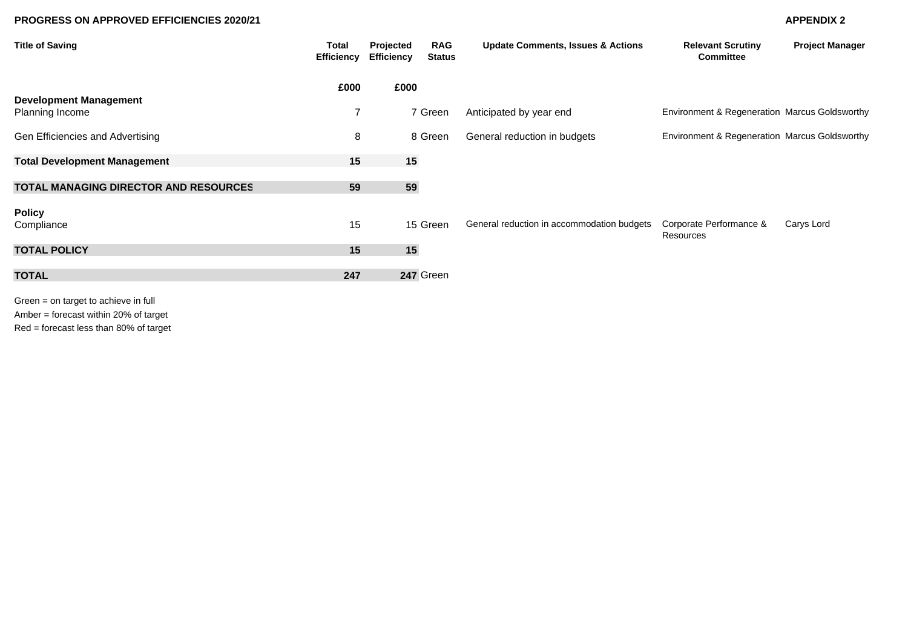**PROGRESS ON APPROVED EFFICIENCIES 2020/21**

**APPENDIX 2**

| Title of Saving | Total Efficiency | Projected Efficiency | RAG Status | Update Comments, Issues & Actions | Relevant Scrutiny Committee | Project Manager |
|---|---|---|---|---|---|---|
| | £000 | £000 | | | | |
| **Development Management** | | | | | | |
| Planning Income | 7 | 7 | Green | Anticipated by year end | Environment & Regeneration | Marcus Goldsworthy |
| Gen Efficiencies and Advertising | 8 | 8 | Green | General reduction in budgets | Environment & Regeneration | Marcus Goldsworthy |
| **Total Development Management** | **15** | **15** | | | | |
| **TOTAL MANAGING DIRECTOR AND RESOURCES** | **59** | **59** | | | | |
| **Policy** | | | | | | |
| Compliance | 15 | 15 | Green | General reduction in accommodation budgets | Corporate Performance & Resources | Carys Lord |
| **TOTAL POLICY** | **15** | **15** | | | | |
| **TOTAL** | **247** | **247** | Green | | | |

Green = on target to achieve in full

Amber = forecast within 20% of target

Red = forecast less than 80% of target